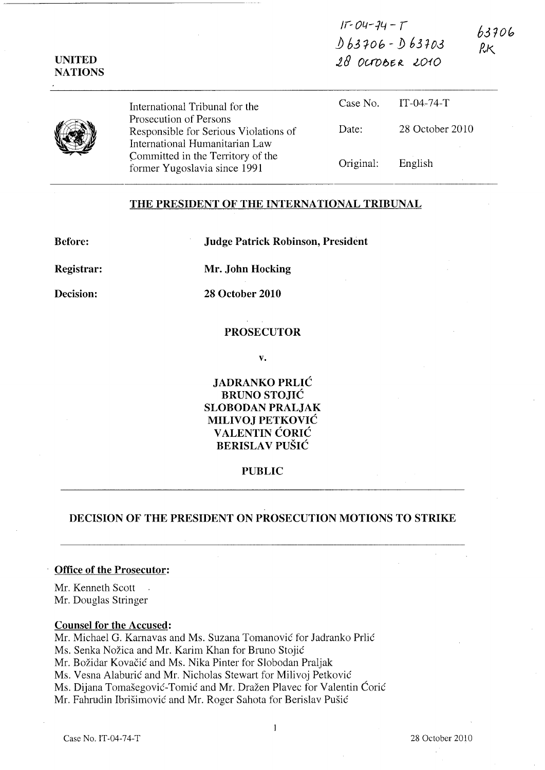IT-04-74-T
D 63706 - D 63703
28 OCTOBER 2010

63706
RK

UNITED NATIONS

International Tribunal for the Prosecution of Persons Responsible for Serious Violations of International Humanitarian Law Committed in the Territory of the former Yugoslavia since 1991

| | |
|---|---|
| Case No. | IT-04-74-T |
| Date: | 28 October 2010 |
| Original: | English |

## THE PRESIDENT OF THE INTERNATIONAL TRIBUNAL

**Before:** **Judge Patrick Robinson, President**

**Registrar:** **Mr. John Hocking**

**Decision:** **28 October 2010**

**PROSECUTOR**

**v.**

**JADRANKO PRLIĆ**
**BRUNO STOJIĆ**
**SLOBODAN PRALJAK**
**MILIVOJ PETKOVIĆ**
**VALENTIN ĆORIĆ**
**BERISLAV PUŠIĆ**

**PUBLIC**

## DECISION OF THE PRESIDENT ON PROSECUTION MOTIONS TO STRIKE

**Office of the Prosecutor:**

Mr. Kenneth Scott
Mr. Douglas Stringer

**Counsel for the Accused:**

Mr. Michael G. Karnavas and Ms. Suzana Tomanović for Jadranko Prlić
Ms. Senka Nožica and Mr. Karim Khan for Bruno Stojić
Mr. Božidar Kovačić and Ms. Nika Pinter for Slobodan Praljak
Ms. Vesna Alaburić and Mr. Nicholas Stewart for Milivoj Petković
Ms. Dijana Tomašegović-Tomić and Mr. Dražen Plavec for Valentin Ćorić
Mr. Fahrudin Ibrišimović and Mr. Roger Sahota for Berislav Pušić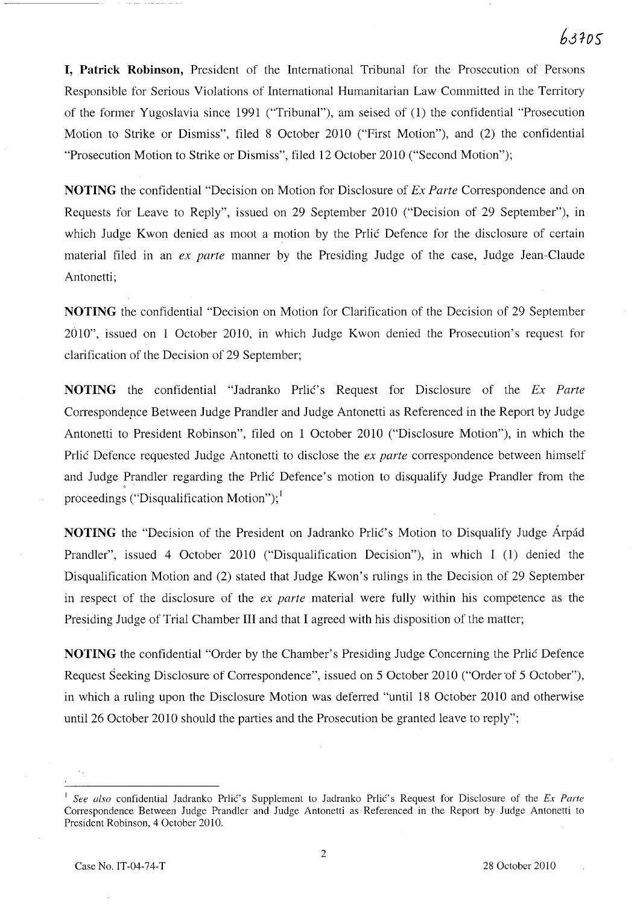**I, Patrick Robinson,** President of the International Tribunal for the Prosecution of Persons Responsible for Serious Violations of International Humanitarian Law Committed in the Territory of the former Yugoslavia since 1991 ("Tribunal"), am seised of (1) the confidential "Prosecution Motion to Strike or Dismiss", filed 8 October 2010 ("First Motion"), and (2) the confidential "Prosecution Motion to Strike or Dismiss", filed 12 October 2010 ("Second Motion");

**NOTING** the confidential "Decision on Motion for Disclosure of *Ex Parte* Correspondence and on Requests for Leave to Reply", issued on 29 September 2010 ("Decision of 29 September"), in which Judge Kwon denied as moot a motion by the Prlić Defence for the disclosure of certain material filed in an *ex parte* manner by the Presiding Judge of the case, Judge Jean-Claude Antonetti;

**NOTING** the confidential "Decision on Motion for Clarification of the Decision of 29 September 2010", issued on 1 October 2010, in which Judge Kwon denied the Prosecution's request for clarification of the Decision of 29 September;

**NOTING** the confidential "Jadranko Prlić's Request for Disclosure of the *Ex Parte* Correspondence Between Judge Prandler and Judge Antonetti as Referenced in the Report by Judge Antonetti to President Robinson", filed on 1 October 2010 ("Disclosure Motion"), in which the Prlić Defence requested Judge Antonetti to disclose the *ex parte* correspondence between himself and Judge Prandler regarding the Prlić Defence's motion to disqualify Judge Prandler from the proceedings ("Disqualification Motion");[1]

**NOTING** the "Decision of the President on Jadranko Prlić's Motion to Disqualify Judge Árpád Prandler", issued 4 October 2010 ("Disqualification Decision"), in which I (1) denied the Disqualification Motion and (2) stated that Judge Kwon's rulings in the Decision of 29 September in respect of the disclosure of the *ex parte* material were fully within his competence as the Presiding Judge of Trial Chamber III and that I agreed with his disposition of the matter;

**NOTING** the confidential "Order by the Chamber's Presiding Judge Concerning the Prlić Defence Request Seeking Disclosure of Correspondence", issued on 5 October 2010 ("Order of 5 October"), in which a ruling upon the Disclosure Motion was deferred "until 18 October 2010 and otherwise until 26 October 2010 should the parties and the Prosecution be granted leave to reply";

---

[1] *See also* confidential Jadranko Prlić's Supplement to Jadranko Prlić's Request for Disclosure of the *Ex Parte* Correspondence Between Judge Prandler and Judge Antonetti as Referenced in the Report by Judge Antonetti to President Robinson, 4 October 2010.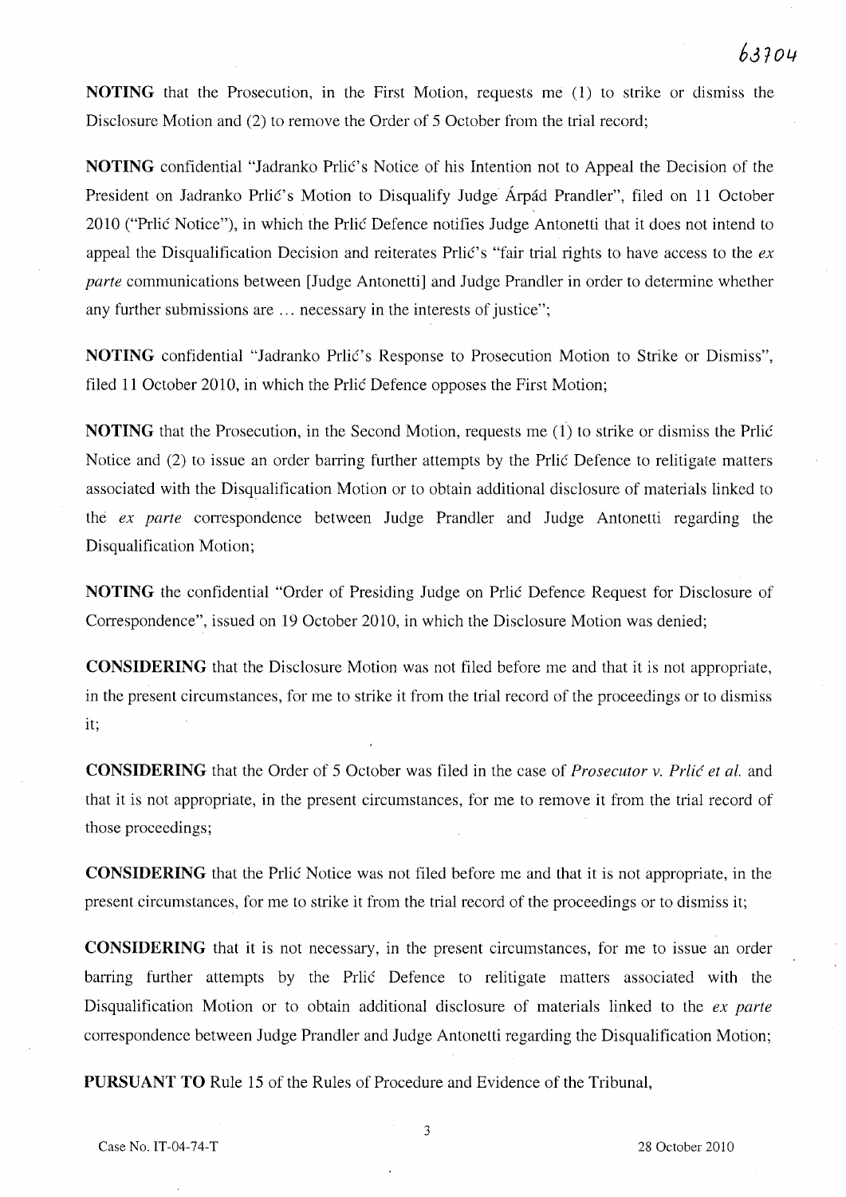**NOTING** that the Prosecution, in the First Motion, requests me (1) to strike or dismiss the Disclosure Motion and (2) to remove the Order of 5 October from the trial record;

**NOTING** confidential "Jadranko Prlić's Notice of his Intention not to Appeal the Decision of the President on Jadranko Prlić's Motion to Disqualify Judge Árpád Prandler", filed on 11 October 2010 ("Prlić Notice"), in which the Prlić Defence notifies Judge Antonetti that it does not intend to appeal the Disqualification Decision and reiterates Prlić's "fair trial rights to have access to the *ex parte* communications between [Judge Antonetti] and Judge Prandler in order to determine whether any further submissions are ... necessary in the interests of justice";

**NOTING** confidential "Jadranko Prlić's Response to Prosecution Motion to Strike or Dismiss", filed 11 October 2010, in which the Prlić Defence opposes the First Motion;

**NOTING** that the Prosecution, in the Second Motion, requests me (1) to strike or dismiss the Prlić Notice and (2) to issue an order barring further attempts by the Prlić Defence to relitigate matters associated with the Disqualification Motion or to obtain additional disclosure of materials linked to the *ex parte* correspondence between Judge Prandler and Judge Antonetti regarding the Disqualification Motion;

**NOTING** the confidential "Order of Presiding Judge on Prlić Defence Request for Disclosure of Correspondence", issued on 19 October 2010, in which the Disclosure Motion was denied;

**CONSIDERING** that the Disclosure Motion was not filed before me and that it is not appropriate, in the present circumstances, for me to strike it from the trial record of the proceedings or to dismiss it;

**CONSIDERING** that the Order of 5 October was filed in the case of *Prosecutor v. Prlić et al.* and that it is not appropriate, in the present circumstances, for me to remove it from the trial record of those proceedings;

**CONSIDERING** that the Prlić Notice was not filed before me and that it is not appropriate, in the present circumstances, for me to strike it from the trial record of the proceedings or to dismiss it;

**CONSIDERING** that it is not necessary, in the present circumstances, for me to issue an order barring further attempts by the Prlić Defence to relitigate matters associated with the Disqualification Motion or to obtain additional disclosure of materials linked to the *ex parte* correspondence between Judge Prandler and Judge Antonetti regarding the Disqualification Motion;

**PURSUANT TO** Rule 15 of the Rules of Procedure and Evidence of the Tribunal,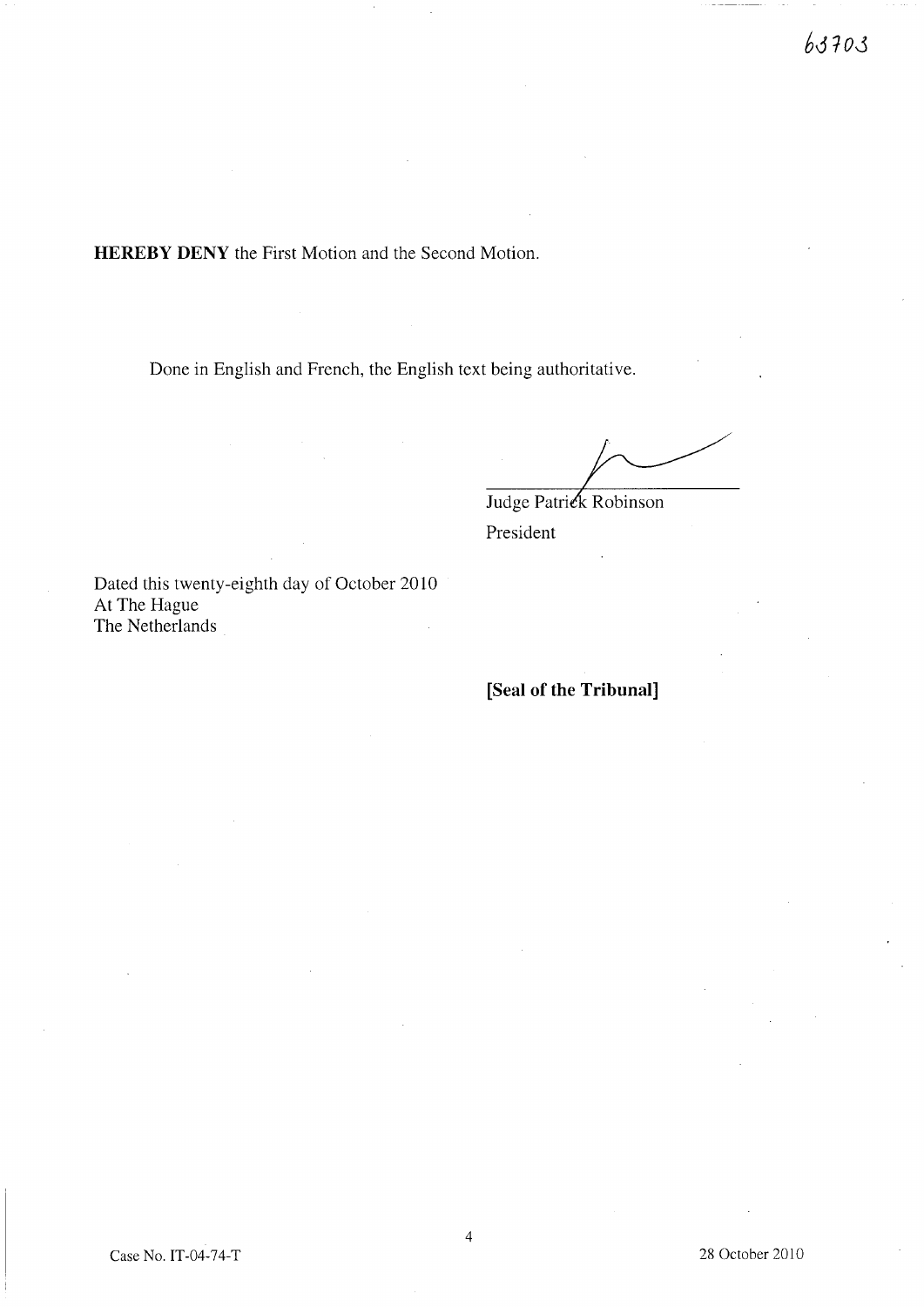**HEREBY DENY** the First Motion and the Second Motion.

Done in English and French, the English text being authoritative.

Judge Patrick Robinson

President

Dated this twenty-eighth day of October 2010
At The Hague
The Netherlands

**[Seal of the Tribunal]**